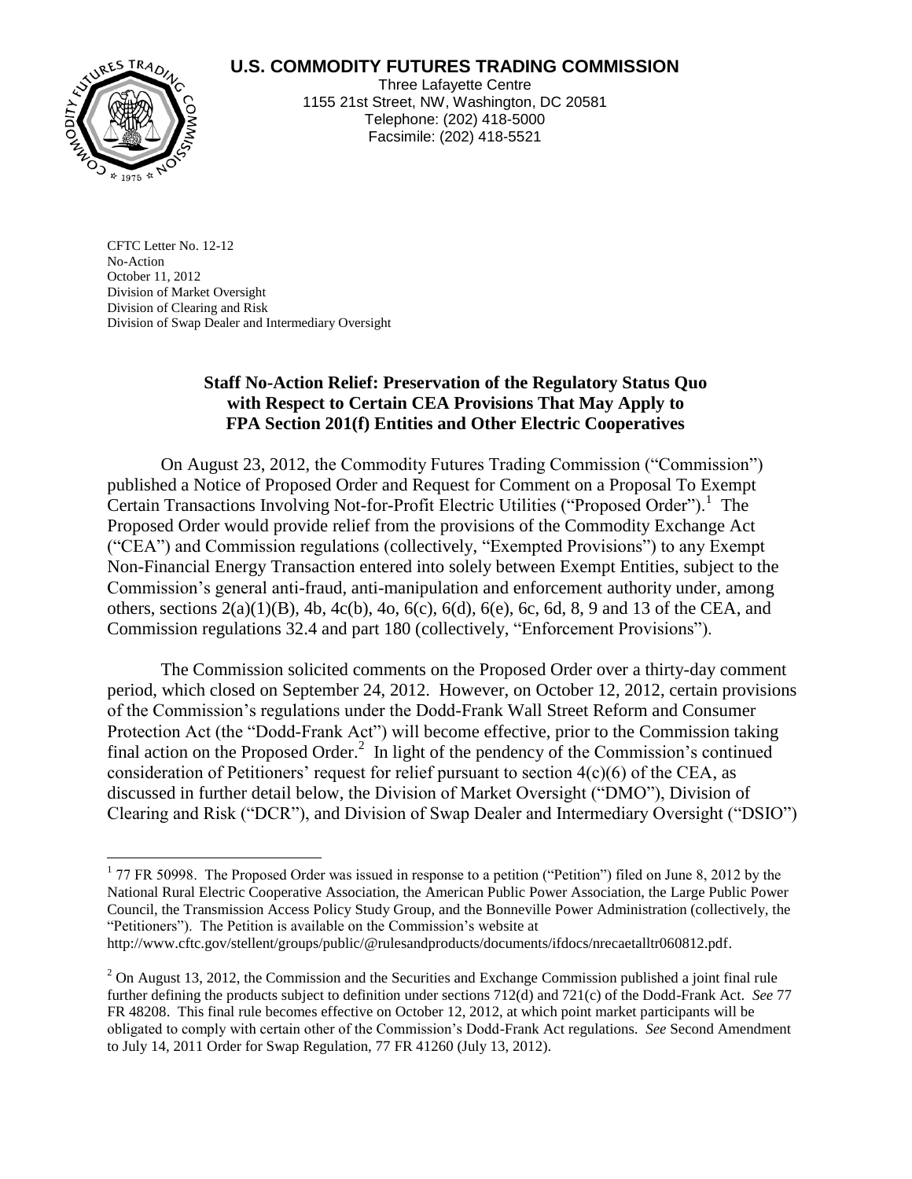**U.S. COMMODITY FUTURES TRADING COMMISSION**

Three Lafayette Centre
1155 21st Street, NW, Washington, DC 20581
Telephone: (202) 418-5000
Facsimile: (202) 418-5521

CFTC Letter No. 12-12
No-Action
October 11, 2012
Division of Market Oversight
Division of Clearing and Risk
Division of Swap Dealer and Intermediary Oversight

**Staff No-Action Relief: Preservation of the Regulatory Status Quo with Respect to Certain CEA Provisions That May Apply to FPA Section 201(f) Entities and Other Electric Cooperatives**

On August 23, 2012, the Commodity Futures Trading Commission ("Commission") published a Notice of Proposed Order and Request for Comment on a Proposal To Exempt Certain Transactions Involving Not-for-Profit Electric Utilities ("Proposed Order").[1] The Proposed Order would provide relief from the provisions of the Commodity Exchange Act ("CEA") and Commission regulations (collectively, "Exempted Provisions") to any Exempt Non-Financial Energy Transaction entered into solely between Exempt Entities, subject to the Commission's general anti-fraud, anti-manipulation and enforcement authority under, among others, sections 2(a)(1)(B), 4b, 4c(b), 4o, 6(c), 6(d), 6(e), 6c, 6d, 8, 9 and 13 of the CEA, and Commission regulations 32.4 and part 180 (collectively, "Enforcement Provisions").

The Commission solicited comments on the Proposed Order over a thirty-day comment period, which closed on September 24, 2012. However, on October 12, 2012, certain provisions of the Commission's regulations under the Dodd-Frank Wall Street Reform and Consumer Protection Act (the "Dodd-Frank Act") will become effective, prior to the Commission taking final action on the Proposed Order.[2] In light of the pendency of the Commission's continued consideration of Petitioners' request for relief pursuant to section 4(c)(6) of the CEA, as discussed in further detail below, the Division of Market Oversight ("DMO"), Division of Clearing and Risk ("DCR"), and Division of Swap Dealer and Intermediary Oversight ("DSIO")

---

[1] 77 FR 50998. The Proposed Order was issued in response to a petition ("Petition") filed on June 8, 2012 by the National Rural Electric Cooperative Association, the American Public Power Association, the Large Public Power Council, the Transmission Access Policy Study Group, and the Bonneville Power Administration (collectively, the "Petitioners"). The Petition is available on the Commission's website at http://www.cftc.gov/stellent/groups/public/@rulesandproducts/documents/ifdocs/nrecaetalltr060812.pdf.

[2] On August 13, 2012, the Commission and the Securities and Exchange Commission published a joint final rule further defining the products subject to definition under sections 712(d) and 721(c) of the Dodd-Frank Act. *See* 77 FR 48208. This final rule becomes effective on October 12, 2012, at which point market participants will be obligated to comply with certain other of the Commission's Dodd-Frank Act regulations. *See* Second Amendment to July 14, 2011 Order for Swap Regulation, 77 FR 41260 (July 13, 2012).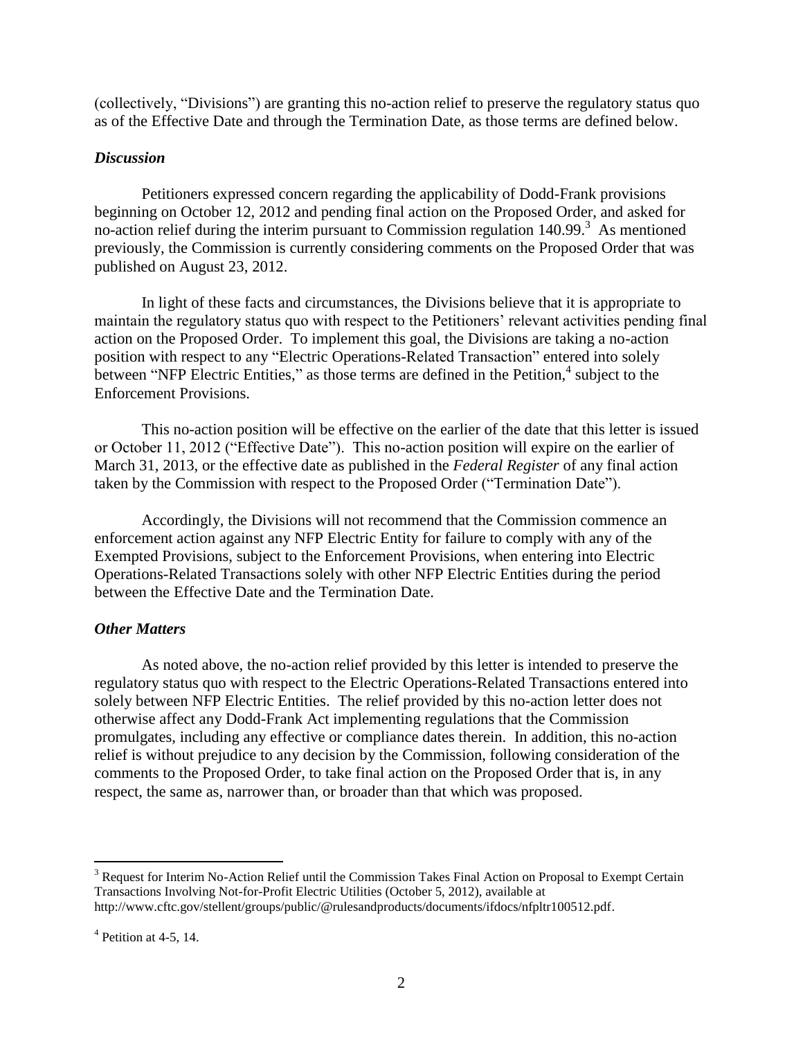(collectively, "Divisions") are granting this no-action relief to preserve the regulatory status quo as of the Effective Date and through the Termination Date, as those terms are defined below.

### *Discussion*

Petitioners expressed concern regarding the applicability of Dodd-Frank provisions beginning on October 12, 2012 and pending final action on the Proposed Order, and asked for no-action relief during the interim pursuant to Commission regulation 140.99.[3] As mentioned previously, the Commission is currently considering comments on the Proposed Order that was published on August 23, 2012.

In light of these facts and circumstances, the Divisions believe that it is appropriate to maintain the regulatory status quo with respect to the Petitioners' relevant activities pending final action on the Proposed Order. To implement this goal, the Divisions are taking a no-action position with respect to any "Electric Operations-Related Transaction" entered into solely between "NFP Electric Entities," as those terms are defined in the Petition,[4] subject to the Enforcement Provisions.

This no-action position will be effective on the earlier of the date that this letter is issued or October 11, 2012 ("Effective Date"). This no-action position will expire on the earlier of March 31, 2013, or the effective date as published in the *Federal Register* of any final action taken by the Commission with respect to the Proposed Order ("Termination Date").

Accordingly, the Divisions will not recommend that the Commission commence an enforcement action against any NFP Electric Entity for failure to comply with any of the Exempted Provisions, subject to the Enforcement Provisions, when entering into Electric Operations-Related Transactions solely with other NFP Electric Entities during the period between the Effective Date and the Termination Date.

### *Other Matters*

As noted above, the no-action relief provided by this letter is intended to preserve the regulatory status quo with respect to the Electric Operations-Related Transactions entered into solely between NFP Electric Entities. The relief provided by this no-action letter does not otherwise affect any Dodd-Frank Act implementing regulations that the Commission promulgates, including any effective or compliance dates therein. In addition, this no-action relief is without prejudice to any decision by the Commission, following consideration of the comments to the Proposed Order, to take final action on the Proposed Order that is, in any respect, the same as, narrower than, or broader than that which was proposed.

---

[3] Request for Interim No-Action Relief until the Commission Takes Final Action on Proposal to Exempt Certain Transactions Involving Not-for-Profit Electric Utilities (October 5, 2012), available at http://www.cftc.gov/stellent/groups/public/@rulesandproducts/documents/ifdocs/nfpltr100512.pdf.

[4] Petition at 4-5, 14.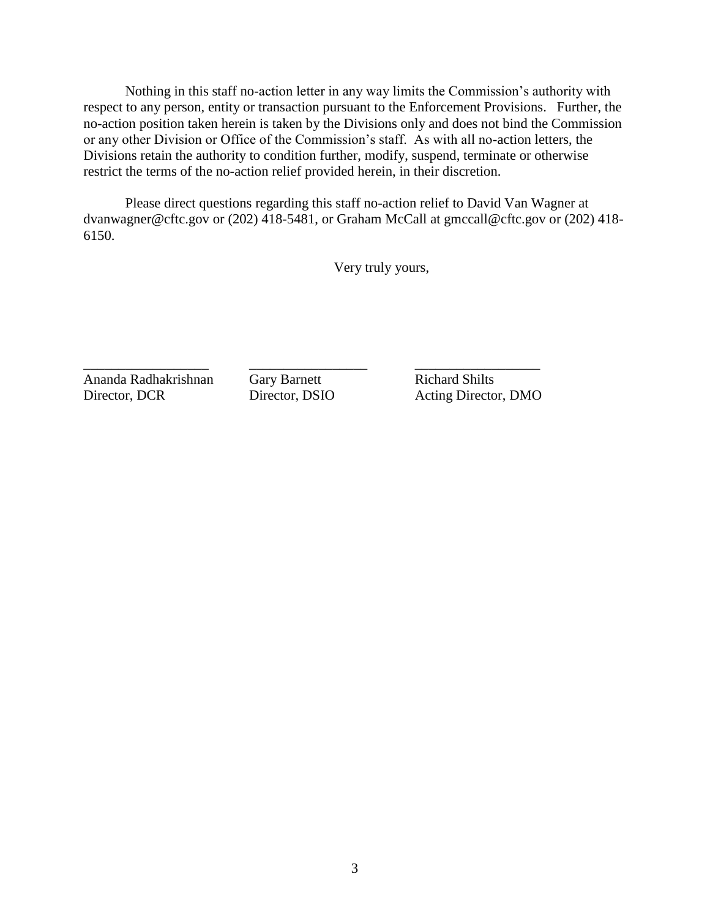Nothing in this staff no-action letter in any way limits the Commission's authority with respect to any person, entity or transaction pursuant to the Enforcement Provisions. Further, the no-action position taken herein is taken by the Divisions only and does not bind the Commission or any other Division or Office of the Commission's staff. As with all no-action letters, the Divisions retain the authority to condition further, modify, suspend, terminate or otherwise restrict the terms of the no-action relief provided herein, in their discretion.

Please direct questions regarding this staff no-action relief to David Van Wagner at dvanwagner@cftc.gov or (202) 418-5481, or Graham McCall at gmccall@cftc.gov or (202) 418-6150.

Very truly yours,

| | | |
|---|---|---|
| ___________________ | _________________ | ___________________ |
| Ananda Radhakrishnan | Gary Barnett | Richard Shilts |
| Director, DCR | Director, DSIO | Acting Director, DMO |